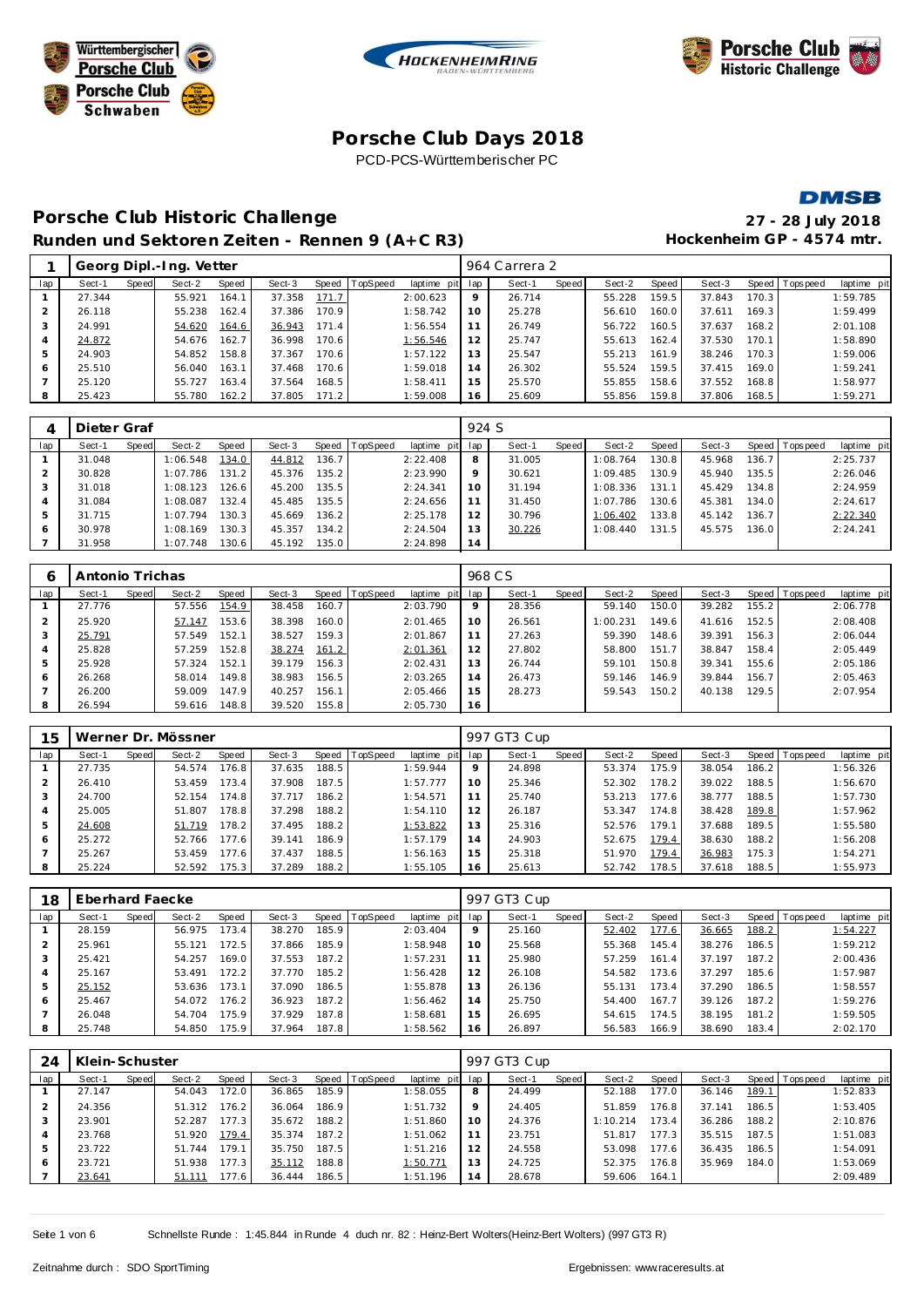# Porsche Club Days 2018

PCD-PCS-Württemberischer PC

## Porsche Club Historic Challenge

**Runden und Sektoren Zeiten - Rennen 9 (A+C R3)**

**27 - 28 July 2018**

**Hockenheim GP - 4574 mtr.**

| 1 | Georg Dipl.-Ing. Vetter | | | | | | | | 964 Carrera 2 | | | | | | | | |
|---|---|---|---|---|---|---|---|---|---|---|---|---|---|---|---|---|---|
| lap | Sect-1 | Speed | Sect-2 | Speed | Sect-3 | Speed | TopSpeed | laptime pit | lap | Sect-1 | Speed | Sect-2 | Speed | Sect-3 | Speed | Topspeed | laptime pit |
| 1 | 27.344 | | 55.921 | 164.1 | 37.358 | 171.7 | | 2:00.623 | 9 | 26.714 | | 55.228 | 159.5 | 37.843 | 170.3 | | 1:59.785 |
| 2 | 26.118 | | 55.238 | 162.4 | 37.386 | 170.9 | | 1:58.742 | 10 | 25.278 | | 56.610 | 160.0 | 37.611 | 169.3 | | 1:59.499 |
| 3 | 24.991 | | 54.620 | 164.6 | 36.943 | 171.4 | | 1:56.554 | 11 | 26.749 | | 56.722 | 160.5 | 37.637 | 168.2 | | 2:01.108 |
| 4 | 24.872 | | 54.676 | 162.7 | 36.998 | 170.6 | | 1:56.546 | 12 | 25.747 | | 55.613 | 162.4 | 37.530 | 170.1 | | 1:58.890 |
| 5 | 24.903 | | 54.852 | 158.8 | 37.367 | 170.6 | | 1:57.122 | 13 | 25.547 | | 55.213 | 161.9 | 38.246 | 170.3 | | 1:59.006 |
| 6 | 25.510 | | 56.040 | 163.1 | 37.468 | 170.6 | | 1:59.018 | 14 | 26.302 | | 55.524 | 159.5 | 37.415 | 169.0 | | 1:59.241 |
| 7 | 25.120 | | 55.727 | 163.4 | 37.564 | 168.5 | | 1:58.411 | 15 | 25.570 | | 55.855 | 158.6 | 37.552 | 168.8 | | 1:58.977 |
| 8 | 25.423 | | 55.780 | 162.2 | 37.805 | 171.2 | | 1:59.008 | 16 | 25.609 | | 55.856 | 159.8 | 37.806 | 168.5 | | 1:59.271 |

| 4 | Dieter Graf | | | | | | | | 924 S | | | | | | | | |
|---|---|---|---|---|---|---|---|---|---|---|---|---|---|---|---|---|---|
| lap | Sect-1 | Speed | Sect-2 | Speed | Sect-3 | Speed | TopSpeed | laptime pit | lap | Sect-1 | Speed | Sect-2 | Speed | Sect-3 | Speed | Topspeed | laptime pit |
| 1 | 31.048 | | 1:06.548 | 134.0 | 44.812 | 136.7 | | 2:22.408 | 8 | 31.005 | | 1:08.764 | 130.8 | 45.968 | 136.7 | | 2:25.737 |
| 2 | 30.828 | | 1:07.786 | 131.2 | 45.376 | 135.2 | | 2:23.990 | 9 | 30.621 | | 1:09.485 | 130.9 | 45.940 | 135.5 | | 2:26.046 |
| 3 | 31.018 | | 1:08.123 | 126.6 | 45.200 | 135.5 | | 2:24.341 | 10 | 31.194 | | 1:08.336 | 131.1 | 45.429 | 134.8 | | 2:24.959 |
| 4 | 31.084 | | 1:08.087 | 132.4 | 45.485 | 135.5 | | 2:24.656 | 11 | 31.450 | | 1:07.786 | 130.6 | 45.381 | 134.0 | | 2:24.617 |
| 5 | 31.715 | | 1:07.794 | 130.3 | 45.669 | 136.2 | | 2:25.178 | 12 | 30.796 | | 1:06.402 | 133.8 | 45.142 | 136.7 | | 2:22.340 |
| 6 | 30.978 | | 1:08.169 | 130.3 | 45.357 | 134.2 | | 2:24.504 | 13 | 30.226 | | 1:08.440 | 131.5 | 45.575 | 136.0 | | 2:24.241 |
| 7 | 31.958 | | 1:07.748 | 130.6 | 45.192 | 135.0 | | 2:24.898 | 14 | | | | | | | | |

| 6 | Antonio Trichas | | | | | | | | 968 CS | | | | | | | | |
|---|---|---|---|---|---|---|---|---|---|---|---|---|---|---|---|---|---|
| lap | Sect-1 | Speed | Sect-2 | Speed | Sect-3 | Speed | TopSpeed | laptime pit | lap | Sect-1 | Speed | Sect-2 | Speed | Sect-3 | Speed | Topspeed | laptime pit |
| 1 | 27.776 | | 57.556 | 154.9 | 38.458 | 160.7 | | 2:03.790 | 9 | 28.356 | | 59.140 | 150.0 | 39.282 | 155.2 | | 2:06.778 |
| 2 | 25.920 | | 57.147 | 153.6 | 38.398 | 160.0 | | 2:01.465 | 10 | 26.561 | | 1:00.231 | 149.6 | 41.616 | 152.5 | | 2:08.408 |
| 3 | 25.791 | | 57.549 | 152.1 | 38.527 | 159.3 | | 2:01.867 | 11 | 27.263 | | 59.390 | 148.6 | 39.391 | 156.3 | | 2:06.044 |
| 4 | 25.828 | | 57.259 | 152.8 | 38.274 | 161.2 | | 2:01.361 | 12 | 27.802 | | 58.800 | 151.7 | 38.847 | 158.4 | | 2:05.449 |
| 5 | 25.928 | | 57.324 | 152.1 | 39.179 | 156.3 | | 2:02.431 | 13 | 26.744 | | 59.101 | 150.8 | 39.341 | 155.6 | | 2:05.186 |
| 6 | 26.268 | | 58.014 | 149.8 | 38.983 | 156.5 | | 2:03.265 | 14 | 26.473 | | 59.146 | 146.9 | 39.844 | 156.7 | | 2:05.463 |
| 7 | 26.200 | | 59.009 | 147.9 | 40.257 | 156.1 | | 2:05.466 | 15 | 28.273 | | 59.543 | 150.2 | 40.138 | 129.5 | | 2:07.954 |
| 8 | 26.594 | | 59.616 | 148.8 | 39.520 | 155.8 | | 2:05.730 | 16 | | | | | | | | |

| 15 | Werner Dr. Mössner | | | | | | | | 997 GT3 Cup | | | | | | | | |
|---|---|---|---|---|---|---|---|---|---|---|---|---|---|---|---|---|---|
| lap | Sect-1 | Speed | Sect-2 | Speed | Sect-3 | Speed | TopSpeed | laptime pit | lap | Sect-1 | Speed | Sect-2 | Speed | Sect-3 | Speed | Topspeed | laptime pit |
| 1 | 27.735 | | 54.574 | 176.8 | 37.635 | 188.5 | | 1:59.944 | 9 | 24.898 | | 53.374 | 175.9 | 38.054 | 186.2 | | 1:56.326 |
| 2 | 26.410 | | 53.459 | 173.4 | 37.908 | 187.5 | | 1:57.777 | 10 | 25.346 | | 52.302 | 178.2 | 39.022 | 188.5 | | 1:56.670 |
| 3 | 24.700 | | 52.154 | 174.8 | 37.717 | 186.2 | | 1:54.571 | 11 | 25.740 | | 53.213 | 177.6 | 38.777 | 188.5 | | 1:57.730 |
| 4 | 25.005 | | 51.807 | 178.8 | 37.298 | 188.2 | | 1:54.110 | 12 | 26.187 | | 53.347 | 174.8 | 38.428 | 189.8 | | 1:57.962 |
| 5 | 24.608 | | 51.719 | 178.2 | 37.495 | 188.2 | | 1:53.822 | 13 | 25.316 | | 52.576 | 179.1 | 37.688 | 189.5 | | 1:55.580 |
| 6 | 25.272 | | 52.766 | 177.6 | 39.141 | 186.9 | | 1:57.179 | 14 | 24.903 | | 52.675 | 179.4 | 38.630 | 188.2 | | 1:56.208 |
| 7 | 25.267 | | 53.459 | 177.6 | 37.437 | 188.5 | | 1:56.163 | 15 | 25.318 | | 51.970 | 179.4 | 36.983 | 175.3 | | 1:54.271 |
| 8 | 25.224 | | 52.592 | 175.3 | 37.289 | 188.2 | | 1:55.105 | 16 | 25.613 | | 52.742 | 178.5 | 37.618 | 188.5 | | 1:55.973 |

| 18 | Eberhard Faecke | | | | | | | | 997 GT3 Cup | | | | | | | | |
|---|---|---|---|---|---|---|---|---|---|---|---|---|---|---|---|---|---|
| lap | Sect-1 | Speed | Sect-2 | Speed | Sect-3 | Speed | TopSpeed | laptime pit | lap | Sect-1 | Speed | Sect-2 | Speed | Sect-3 | Speed | Topspeed | laptime pit |
| 1 | 28.159 | | 56.975 | 173.4 | 38.270 | 185.9 | | 2:03.404 | 9 | 25.160 | | 52.402 | 177.6 | 36.665 | 188.2 | | 1:54.227 |
| 2 | 25.961 | | 55.121 | 172.5 | 37.866 | 185.9 | | 1:58.948 | 10 | 25.568 | | 55.368 | 145.4 | 38.276 | 186.5 | | 1:59.212 |
| 3 | 25.421 | | 54.257 | 169.0 | 37.553 | 187.2 | | 1:57.231 | 11 | 25.980 | | 57.259 | 161.4 | 37.197 | 187.2 | | 2:00.436 |
| 4 | 25.167 | | 53.491 | 172.2 | 37.770 | 185.2 | | 1:56.428 | 12 | 26.108 | | 54.582 | 173.6 | 37.297 | 185.6 | | 1:57.987 |
| 5 | 25.152 | | 53.636 | 173.1 | 37.090 | 186.5 | | 1:55.878 | 13 | 26.136 | | 55.131 | 173.4 | 37.290 | 186.5 | | 1:58.557 |
| 6 | 25.467 | | 54.072 | 176.2 | 36.923 | 187.2 | | 1:56.462 | 14 | 25.750 | | 54.400 | 167.7 | 39.126 | 187.2 | | 1:59.276 |
| 7 | 26.048 | | 54.704 | 175.9 | 37.929 | 187.8 | | 1:58.681 | 15 | 26.695 | | 54.615 | 174.5 | 38.195 | 181.2 | | 1:59.505 |
| 8 | 25.748 | | 54.850 | 175.9 | 37.964 | 187.8 | | 1:58.562 | 16 | 26.897 | | 56.583 | 166.9 | 38.690 | 183.4 | | 2:02.170 |

| 24 | Klein-Schuster | | | | | | | | 997 GT3 Cup | | | | | | | | |
|---|---|---|---|---|---|---|---|---|---|---|---|---|---|---|---|---|---|
| lap | Sect-1 | Speed | Sect-2 | Speed | Sect-3 | Speed | TopSpeed | laptime pit | lap | Sect-1 | Speed | Sect-2 | Speed | Sect-3 | Speed | Topspeed | laptime pit |
| 1 | 27.147 | | 54.043 | 172.0 | 36.865 | 185.9 | | 1:58.055 | 8 | 24.499 | | 52.188 | 177.0 | 36.146 | 189.1 | | 1:52.833 |
| 2 | 24.356 | | 51.312 | 176.2 | 36.064 | 186.9 | | 1:51.732 | 9 | 24.405 | | 51.859 | 176.8 | 37.141 | 186.5 | | 1:53.405 |
| 3 | 23.901 | | 52.287 | 177.3 | 35.672 | 188.2 | | 1:51.860 | 10 | 24.376 | | 1:10.214 | 173.4 | 36.286 | 188.2 | | 2:10.876 |
| 4 | 23.768 | | 51.920 | 179.4 | 35.374 | 187.2 | | 1:51.062 | 11 | 23.751 | | 51.817 | 177.3 | 35.515 | 187.5 | | 1:51.083 |
| 5 | 23.722 | | 51.744 | 179.1 | 35.750 | 187.5 | | 1:51.216 | 12 | 24.558 | | 53.098 | 177.6 | 36.435 | 186.5 | | 1:54.091 |
| 6 | 23.721 | | 51.938 | 177.3 | 35.112 | 188.8 | | 1:50.771 | 13 | 24.725 | | 52.375 | 176.8 | 35.969 | 184.0 | | 1:53.069 |
| 7 | 23.641 | | 51.111 | 177.6 | 36.444 | 186.5 | | 1:51.196 | 14 | 28.678 | | 59.606 | 164.1 | | | | 2:09.489 |

Schnellste Runde : 1:45.844 in Runde 4 duch nr. 82 : Heinz-Bert Wolters(Heinz-Bert Wolters) (997 GT3 R)

Zeitnahme durch : SDO SportTiming

Ergebnissen: www.raceresults.at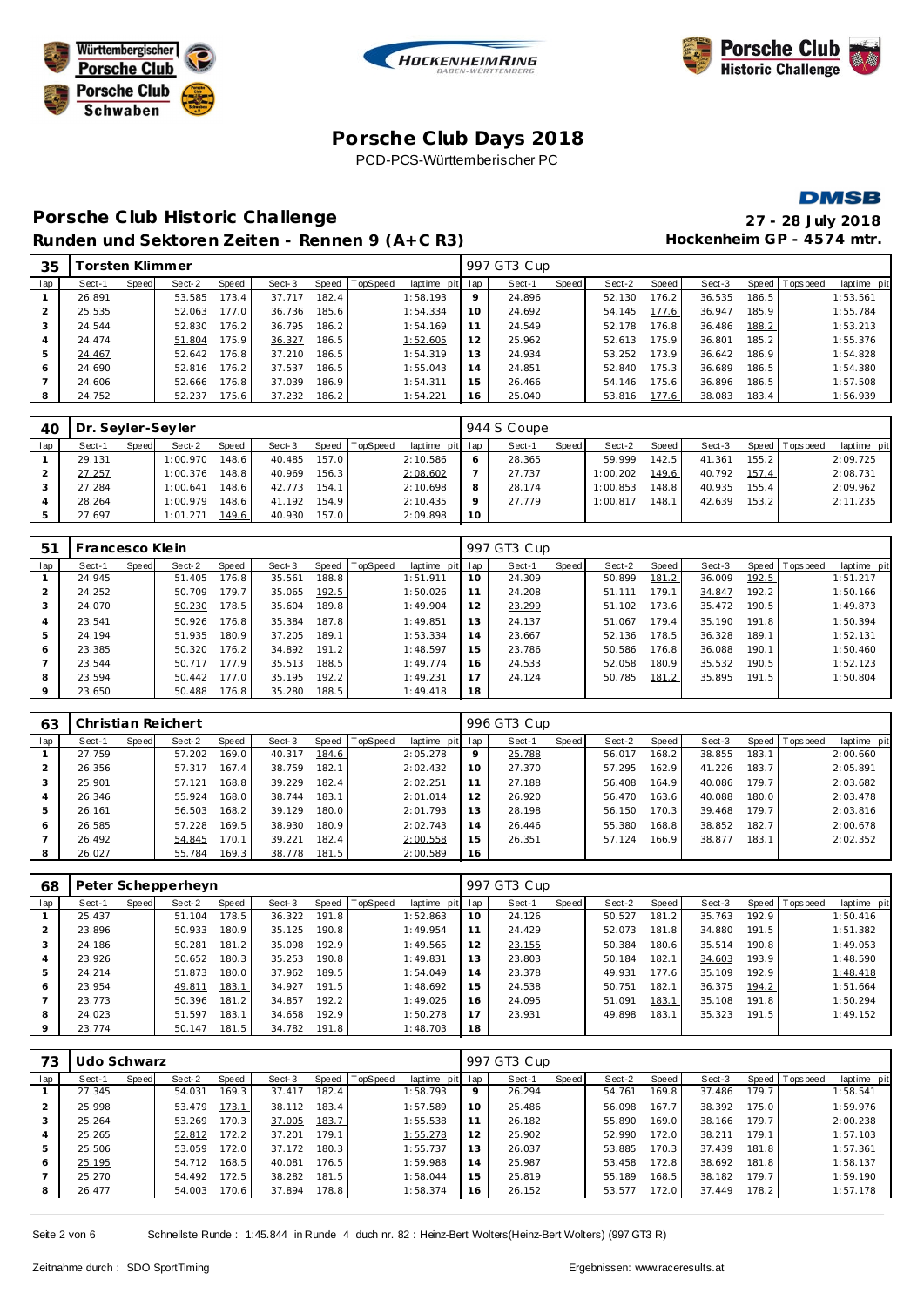# Porsche Club Days 2018

PCD-PCS-Württemberischer PC

## Porsche Club Historic Challenge

**Runden und Sektoren Zeiten - Rennen 9 (A+C R3)**

**27 - 28 July 2018**
**Hockenheim GP - 4574 mtr.**

| 35 | Torsten Klimmer | | | | | | | | 997 GT3 Cup | | | | | | | | |
|---|---|---|---|---|---|---|---|---|---|---|---|---|---|---|---|---|---|
| lap | Sect-1 | Speed | Sect-2 | Speed | Sect-3 | Speed | TopSpeed | laptime pit | lap | Sect-1 | Speed | Sect-2 | Speed | Sect-3 | Speed | Topspeed | laptime pit |
| 1 | 26.891 | | 53.585 | 173.4 | 37.717 | 182.4 | | 1:58.193 | 9 | 24.896 | | 52.130 | 176.2 | 36.535 | 186.5 | | 1:53.561 |
| 2 | 25.535 | | 52.063 | 177.0 | 36.736 | 185.6 | | 1:54.334 | 10 | 24.692 | | 54.145 | 177.6 | 36.947 | 185.9 | | 1:55.784 |
| 3 | 24.544 | | 52.830 | 176.2 | 36.795 | 186.2 | | 1:54.169 | 11 | 24.549 | | 52.178 | 176.8 | 36.486 | 188.2 | | 1:53.213 |
| 4 | 24.474 | | 51.804 | 175.9 | 36.327 | 186.5 | | 1:52.605 | 12 | 25.962 | | 52.613 | 175.9 | 36.801 | 185.2 | | 1:55.376 |
| 5 | 24.467 | | 52.642 | 176.8 | 37.210 | 186.5 | | 1:54.319 | 13 | 24.934 | | 53.252 | 173.9 | 36.642 | 186.9 | | 1:54.828 |
| 6 | 24.690 | | 52.816 | 176.2 | 37.537 | 186.5 | | 1:55.043 | 14 | 24.851 | | 52.840 | 175.3 | 36.689 | 186.5 | | 1:54.380 |
| 7 | 24.606 | | 52.666 | 176.8 | 37.039 | 186.9 | | 1:54.311 | 15 | 26.466 | | 54.146 | 175.6 | 36.896 | 186.5 | | 1:57.508 |
| 8 | 24.752 | | 52.237 | 175.6 | 37.232 | 186.2 | | 1:54.221 | 16 | 25.040 | | 53.816 | 177.6 | 38.083 | 183.4 | | 1:56.939 |

| 40 | Dr. Seyler-Seyler | | | | | | | | 944 S Coupe | | | | | | | | |
|---|---|---|---|---|---|---|---|---|---|---|---|---|---|---|---|---|---|
| lap | Sect-1 | Speed | Sect-2 | Speed | Sect-3 | Speed | TopSpeed | laptime pit | lap | Sect-1 | Speed | Sect-2 | Speed | Sect-3 | Speed | Topspeed | laptime pit |
| 1 | 29.131 | | 1:00.970 | 148.6 | 40.485 | 157.0 | | 2:10.586 | 6 | 28.365 | | 59.999 | 142.5 | 41.361 | 155.2 | | 2:09.725 |
| 2 | 27.257 | | 1:00.376 | 148.8 | 40.969 | 156.3 | | 2:08.602 | 7 | 27.737 | | 1:00.202 | 149.6 | 40.792 | 157.4 | | 2:08.731 |
| 3 | 27.284 | | 1:00.641 | 148.6 | 42.773 | 154.1 | | 2:10.698 | 8 | 28.174 | | 1:00.853 | 148.8 | 40.935 | 155.4 | | 2:09.962 |
| 4 | 28.264 | | 1:00.979 | 148.6 | 41.192 | 154.9 | | 2:10.435 | 9 | 27.779 | | 1:00.817 | 148.1 | 42.639 | 153.2 | | 2:11.235 |
| 5 | 27.697 | | 1:01.271 | 149.6 | 40.930 | 157.0 | | 2:09.898 | 10 | | | | | | | | |

| 51 | Francesco Klein | | | | | | | | 997 GT3 Cup | | | | | | | | |
|---|---|---|---|---|---|---|---|---|---|---|---|---|---|---|---|---|---|
| lap | Sect-1 | Speed | Sect-2 | Speed | Sect-3 | Speed | TopSpeed | laptime pit | lap | Sect-1 | Speed | Sect-2 | Speed | Sect-3 | Speed | Topspeed | laptime pit |
| 1 | 24.945 | | 51.405 | 176.8 | 35.561 | 188.8 | | 1:51.911 | 10 | 24.309 | | 50.899 | 181.2 | 36.009 | 192.5 | | 1:51.217 |
| 2 | 24.252 | | 50.709 | 179.7 | 35.065 | 192.5 | | 1:50.026 | 11 | 24.208 | | 51.111 | 179.1 | 34.847 | 192.2 | | 1:50.166 |
| 3 | 24.070 | | 50.230 | 178.5 | 35.604 | 189.8 | | 1:49.904 | 12 | 23.299 | | 51.102 | 173.6 | 35.472 | 190.5 | | 1:49.873 |
| 4 | 23.541 | | 50.926 | 176.8 | 35.384 | 187.8 | | 1:49.851 | 13 | 24.137 | | 51.067 | 179.4 | 35.190 | 191.8 | | 1:50.394 |
| 5 | 24.194 | | 51.935 | 180.9 | 37.205 | 189.1 | | 1:53.334 | 14 | 23.667 | | 52.136 | 178.5 | 36.328 | 189.1 | | 1:52.131 |
| 6 | 23.385 | | 50.320 | 176.2 | 34.892 | 191.2 | | 1:48.597 | 15 | 23.786 | | 50.586 | 176.8 | 36.088 | 190.1 | | 1:50.460 |
| 7 | 23.544 | | 50.717 | 177.9 | 35.513 | 188.5 | | 1:49.774 | 16 | 24.533 | | 52.058 | 180.9 | 35.532 | 190.5 | | 1:52.123 |
| 8 | 23.594 | | 50.442 | 177.0 | 35.195 | 192.2 | | 1:49.231 | 17 | 24.124 | | 50.785 | 181.2 | 35.895 | 191.5 | | 1:50.804 |
| 9 | 23.650 | | 50.488 | 176.8 | 35.280 | 188.5 | | 1:49.418 | 18 | | | | | | | | |

| 63 | Christian Reichert | | | | | | | | 996 GT3 Cup | | | | | | | | |
|---|---|---|---|---|---|---|---|---|---|---|---|---|---|---|---|---|---|
| lap | Sect-1 | Speed | Sect-2 | Speed | Sect-3 | Speed | TopSpeed | laptime pit | lap | Sect-1 | Speed | Sect-2 | Speed | Sect-3 | Speed | Topspeed | laptime pit |
| 1 | 27.759 | | 57.202 | 169.0 | 40.317 | 184.6 | | 2:05.278 | 9 | 25.788 | | 56.017 | 168.2 | 38.855 | 183.1 | | 2:00.660 |
| 2 | 26.356 | | 57.317 | 167.4 | 38.759 | 182.1 | | 2:02.432 | 10 | 27.370 | | 57.295 | 162.9 | 41.226 | 183.7 | | 2:05.891 |
| 3 | 25.901 | | 57.121 | 168.8 | 39.229 | 182.4 | | 2:02.251 | 11 | 27.188 | | 56.408 | 164.9 | 40.086 | 179.7 | | 2:03.682 |
| 4 | 26.346 | | 55.924 | 168.0 | 38.744 | 183.1 | | 2:01.014 | 12 | 26.920 | | 56.470 | 163.6 | 40.088 | 180.0 | | 2:03.478 |
| 5 | 26.161 | | 56.503 | 168.2 | 39.129 | 180.0 | | 2:01.793 | 13 | 28.198 | | 56.150 | 170.3 | 39.468 | 179.7 | | 2:03.816 |
| 6 | 26.585 | | 57.228 | 169.5 | 38.930 | 180.9 | | 2:02.743 | 14 | 26.446 | | 55.380 | 168.8 | 38.852 | 182.7 | | 2:00.678 |
| 7 | 26.492 | | 54.845 | 170.1 | 39.221 | 182.4 | | 2:00.558 | 15 | 26.351 | | 57.124 | 166.9 | 38.877 | 183.1 | | 2:02.352 |
| 8 | 26.027 | | 55.784 | 169.3 | 38.778 | 181.5 | | 2:00.589 | 16 | | | | | | | | |

| 68 | Peter Schepperheyn | | | | | | | | 997 GT3 Cup | | | | | | | | |
|---|---|---|---|---|---|---|---|---|---|---|---|---|---|---|---|---|---|
| lap | Sect-1 | Speed | Sect-2 | Speed | Sect-3 | Speed | TopSpeed | laptime pit | lap | Sect-1 | Speed | Sect-2 | Speed | Sect-3 | Speed | Topspeed | laptime pit |
| 1 | 25.437 | | 51.104 | 178.5 | 36.322 | 191.8 | | 1:52.863 | 10 | 24.126 | | 50.527 | 181.2 | 35.763 | 192.9 | | 1:50.416 |
| 2 | 23.896 | | 50.933 | 180.9 | 35.125 | 190.8 | | 1:49.954 | 11 | 24.429 | | 52.073 | 181.8 | 34.880 | 191.5 | | 1:51.382 |
| 3 | 24.186 | | 50.281 | 181.2 | 35.098 | 192.9 | | 1:49.565 | 12 | 23.155 | | 50.384 | 180.6 | 35.514 | 190.8 | | 1:49.053 |
| 4 | 23.926 | | 50.652 | 180.3 | 35.253 | 190.8 | | 1:49.831 | 13 | 23.803 | | 50.184 | 182.1 | 34.603 | 193.9 | | 1:48.590 |
| 5 | 24.214 | | 51.873 | 180.0 | 37.962 | 189.5 | | 1:54.049 | 14 | 23.378 | | 49.931 | 177.6 | 35.109 | 192.9 | | 1:48.418 |
| 6 | 23.954 | | 49.811 | 183.1 | 34.927 | 191.5 | | 1:48.692 | 15 | 24.538 | | 50.751 | 182.1 | 36.375 | 194.2 | | 1:51.664 |
| 7 | 23.773 | | 50.396 | 181.2 | 34.857 | 192.2 | | 1:49.026 | 16 | 24.095 | | 51.091 | 183.1 | 35.108 | 191.8 | | 1:50.294 |
| 8 | 24.023 | | 51.597 | 183.1 | 34.658 | 192.9 | | 1:50.278 | 17 | 23.931 | | 49.898 | 183.1 | 35.323 | 191.5 | | 1:49.152 |
| 9 | 23.774 | | 50.147 | 181.5 | 34.782 | 191.8 | | 1:48.703 | 18 | | | | | | | | |

| 73 | Udo Schwarz | | | | | | | | 997 GT3 Cup | | | | | | | | |
|---|---|---|---|---|---|---|---|---|---|---|---|---|---|---|---|---|---|
| lap | Sect-1 | Speed | Sect-2 | Speed | Sect-3 | Speed | TopSpeed | laptime pit | lap | Sect-1 | Speed | Sect-2 | Speed | Sect-3 | Speed | Topspeed | laptime pit |
| 1 | 27.345 | | 54.031 | 169.3 | 37.417 | 182.4 | | 1:58.793 | 9 | 26.294 | | 54.761 | 169.8 | 37.486 | 179.7 | | 1:58.541 |
| 2 | 25.998 | | 53.479 | 173.1 | 38.112 | 183.4 | | 1:57.589 | 10 | 25.486 | | 56.098 | 167.7 | 38.392 | 175.0 | | 1:59.976 |
| 3 | 25.264 | | 53.269 | 170.3 | 37.005 | 183.7 | | 1:55.538 | 11 | 26.182 | | 55.890 | 169.0 | 38.166 | 179.7 | | 2:00.238 |
| 4 | 25.265 | | 52.812 | 172.2 | 37.201 | 179.1 | | 1:55.278 | 12 | 25.902 | | 52.990 | 172.0 | 38.211 | 179.1 | | 1:57.103 |
| 5 | 25.506 | | 53.059 | 172.0 | 37.172 | 180.3 | | 1:55.737 | 13 | 26.037 | | 53.885 | 170.3 | 37.439 | 181.8 | | 1:57.361 |
| 6 | 25.195 | | 54.712 | 168.5 | 40.081 | 176.5 | | 1:59.988 | 14 | 25.987 | | 53.458 | 172.8 | 38.692 | 181.8 | | 1:58.137 |
| 7 | 25.270 | | 54.492 | 172.5 | 38.282 | 181.5 | | 1:58.044 | 15 | 25.819 | | 55.189 | 168.5 | 38.182 | 179.7 | | 1:59.190 |
| 8 | 26.477 | | 54.003 | 170.6 | 37.894 | 178.8 | | 1:58.374 | 16 | 26.152 | | 53.577 | 172.0 | 37.449 | 178.2 | | 1:57.178 |

Schnellste Runde : 1:45.844 in Runde 4 duch nr. 82 : Heinz-Bert Wolters(Heinz-Bert Wolters) (997 GT3 R)

Zeitnahme durch : SDO SportTiming

Ergebnissen: www.raceresults.at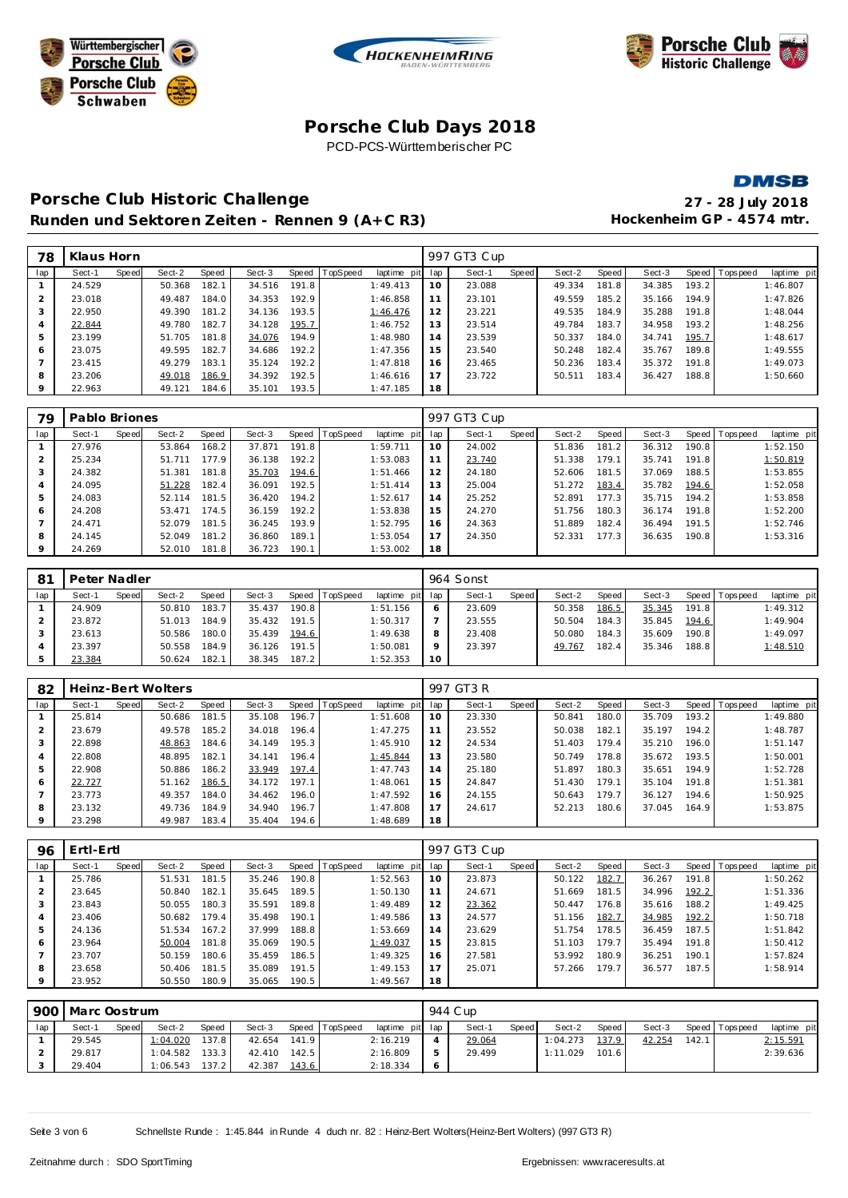# Porsche Club Days 2018

PCD-PCS-Württemberischer PC

## Porsche Club Historic Challenge

### Runden und Sektoren Zeiten - Rennen 9 (A+C R3)

**27 - 28 July 2018**
**Hockenheim GP - 4574 mtr.**

| 78 | Klaus Horn | | | | | | | | 997 GT3 Cup | | | | | | | | |
|---|---|---|---|---|---|---|---|---|---|---|---|---|---|---|---|---|---|
| lap | Sect-1 | Speed | Sect-2 | Speed | Sect-3 | Speed | TopSpeed | laptime pit | lap | Sect-1 | Speed | Sect-2 | Speed | Sect-3 | Speed | Topspeed | laptime pit |
| 1 | 24.529 | | 50.368 | 182.1 | 34.516 | 191.8 | | 1:49.413 | 10 | 23.088 | | 49.334 | 181.8 | 34.385 | 193.2 | | 1:46.807 |
| 2 | 23.018 | | 49.487 | 184.0 | 34.353 | 192.9 | | 1:46.858 | 11 | 23.101 | | 49.559 | 185.2 | 35.166 | 194.9 | | 1:47.826 |
| 3 | 22.950 | | 49.390 | 181.2 | 34.136 | 193.5 | | 1:46.476 | 12 | 23.221 | | 49.535 | 184.9 | 35.288 | 191.8 | | 1:48.044 |
| 4 | 22.844 | | 49.780 | 182.7 | 34.128 | 195.7 | | 1:46.752 | 13 | 23.514 | | 49.784 | 183.7 | 34.958 | 193.2 | | 1:48.256 |
| 5 | 23.199 | | 51.705 | 181.8 | 34.076 | 194.9 | | 1:48.980 | 14 | 23.539 | | 50.337 | 184.0 | 34.741 | 195.7 | | 1:48.617 |
| 6 | 23.075 | | 49.595 | 182.7 | 34.686 | 192.2 | | 1:47.356 | 15 | 23.540 | | 50.248 | 182.4 | 35.767 | 189.8 | | 1:49.555 |
| 7 | 23.415 | | 49.279 | 183.1 | 35.124 | 192.2 | | 1:47.818 | 16 | 23.465 | | 50.236 | 183.4 | 35.372 | 191.8 | | 1:49.073 |
| 8 | 23.206 | | 49.018 | 186.9 | 34.392 | 192.5 | | 1:46.616 | 17 | 23.722 | | 50.511 | 183.4 | 36.427 | 188.8 | | 1:50.660 |
| 9 | 22.963 | | 49.121 | 184.6 | 35.101 | 193.5 | | 1:47.185 | 18 | | | | | | | | |

| 79 | Pablo Briones | | | | | | | | 997 GT3 Cup | | | | | | | | |
|---|---|---|---|---|---|---|---|---|---|---|---|---|---|---|---|---|---|
| lap | Sect-1 | Speed | Sect-2 | Speed | Sect-3 | Speed | TopSpeed | laptime pit | lap | Sect-1 | Speed | Sect-2 | Speed | Sect-3 | Speed | Topspeed | laptime pit |
| 1 | 27.976 | | 53.864 | 168.2 | 37.871 | 191.8 | | 1:59.711 | 10 | 24.002 | | 51.836 | 181.2 | 36.312 | 190.8 | | 1:52.150 |
| 2 | 25.234 | | 51.711 | 177.9 | 36.138 | 192.2 | | 1:53.083 | 11 | 23.740 | | 51.338 | 179.1 | 35.741 | 191.8 | | 1:50.819 |
| 3 | 24.382 | | 51.381 | 181.8 | 35.703 | 194.6 | | 1:51.466 | 12 | 24.180 | | 52.606 | 181.5 | 37.069 | 188.5 | | 1:53.855 |
| 4 | 24.095 | | 51.228 | 182.4 | 36.091 | 192.5 | | 1:51.414 | 13 | 25.004 | | 51.272 | 183.4 | 35.782 | 194.6 | | 1:52.058 |
| 5 | 24.083 | | 52.114 | 181.5 | 36.420 | 194.2 | | 1:52.617 | 14 | 25.252 | | 52.891 | 177.3 | 35.715 | 194.2 | | 1:53.858 |
| 6 | 24.208 | | 53.471 | 174.5 | 36.159 | 192.2 | | 1:53.838 | 15 | 24.270 | | 51.756 | 180.3 | 36.174 | 191.8 | | 1:52.200 |
| 7 | 24.471 | | 52.079 | 181.5 | 36.245 | 193.9 | | 1:52.795 | 16 | 24.363 | | 51.889 | 182.4 | 36.494 | 191.5 | | 1:52.746 |
| 8 | 24.145 | | 52.049 | 181.2 | 36.860 | 189.1 | | 1:53.054 | 17 | 24.350 | | 52.331 | 177.3 | 36.635 | 190.8 | | 1:53.316 |
| 9 | 24.269 | | 52.010 | 181.8 | 36.723 | 190.1 | | 1:53.002 | 18 | | | | | | | | |

| 81 | Peter Nadler | | | | | | | | 964 Sonst | | | | | | | | |
|---|---|---|---|---|---|---|---|---|---|---|---|---|---|---|---|---|---|
| lap | Sect-1 | Speed | Sect-2 | Speed | Sect-3 | Speed | TopSpeed | laptime pit | lap | Sect-1 | Speed | Sect-2 | Speed | Sect-3 | Speed | Topspeed | laptime pit |
| 1 | 24.909 | | 50.810 | 183.7 | 35.437 | 190.8 | | 1:51.156 | 6 | 23.609 | | 50.358 | 186.5 | 35.345 | 191.8 | | 1:49.312 |
| 2 | 23.872 | | 51.013 | 184.9 | 35.432 | 191.5 | | 1:50.317 | 7 | 23.555 | | 50.504 | 184.3 | 35.845 | 194.6 | | 1:49.904 |
| 3 | 23.613 | | 50.586 | 180.0 | 35.439 | 194.6 | | 1:49.638 | 8 | 23.408 | | 50.080 | 184.3 | 35.609 | 190.8 | | 1:49.097 |
| 4 | 23.397 | | 50.558 | 184.9 | 36.126 | 191.5 | | 1:50.081 | 9 | 23.397 | | 49.767 | 182.4 | 35.346 | 188.8 | | 1:48.510 |
| 5 | 23.384 | | 50.624 | 182.1 | 38.345 | 187.2 | | 1:52.353 | 10 | | | | | | | | |

| 82 | Heinz-Bert Wolters | | | | | | | | 997 GT3 R | | | | | | | | |
|---|---|---|---|---|---|---|---|---|---|---|---|---|---|---|---|---|---|
| lap | Sect-1 | Speed | Sect-2 | Speed | Sect-3 | Speed | TopSpeed | laptime pit | lap | Sect-1 | Speed | Sect-2 | Speed | Sect-3 | Speed | Topspeed | laptime pit |
| 1 | 25.814 | | 50.686 | 181.5 | 35.108 | 196.7 | | 1:51.608 | 10 | 23.330 | | 50.841 | 180.0 | 35.709 | 193.2 | | 1:49.880 |
| 2 | 23.679 | | 49.578 | 185.2 | 34.018 | 196.4 | | 1:47.275 | 11 | 23.552 | | 50.038 | 182.1 | 35.197 | 194.2 | | 1:48.787 |
| 3 | 22.898 | | 48.863 | 184.6 | 34.149 | 195.3 | | 1:45.910 | 12 | 24.534 | | 51.403 | 179.4 | 35.210 | 196.0 | | 1:51.147 |
| 4 | 22.808 | | 48.895 | 182.1 | 34.141 | 196.4 | | 1:45.844 | 13 | 23.580 | | 50.749 | 178.8 | 35.672 | 193.5 | | 1:50.001 |
| 5 | 22.908 | | 50.886 | 186.2 | 33.949 | 197.4 | | 1:47.743 | 14 | 25.180 | | 51.897 | 180.3 | 35.651 | 194.9 | | 1:52.728 |
| 6 | 22.727 | | 51.162 | 186.5 | 34.172 | 197.1 | | 1:48.061 | 15 | 24.847 | | 51.430 | 179.1 | 35.104 | 191.8 | | 1:51.381 |
| 7 | 23.773 | | 49.357 | 184.0 | 34.462 | 196.0 | | 1:47.592 | 16 | 24.155 | | 50.643 | 179.7 | 36.127 | 194.6 | | 1:50.925 |
| 8 | 23.132 | | 49.736 | 184.9 | 34.940 | 196.7 | | 1:47.808 | 17 | 24.617 | | 52.213 | 180.6 | 37.045 | 164.9 | | 1:53.875 |
| 9 | 23.298 | | 49.987 | 183.4 | 35.404 | 194.6 | | 1:48.689 | 18 | | | | | | | | |

| 96 | Ertl-Ertl | | | | | | | | 997 GT3 Cup | | | | | | | | |
|---|---|---|---|---|---|---|---|---|---|---|---|---|---|---|---|---|---|
| lap | Sect-1 | Speed | Sect-2 | Speed | Sect-3 | Speed | TopSpeed | laptime pit | lap | Sect-1 | Speed | Sect-2 | Speed | Sect-3 | Speed | Topspeed | laptime pit |
| 1 | 25.786 | | 51.531 | 181.5 | 35.246 | 190.8 | | 1:52.563 | 10 | 23.873 | | 50.122 | 182.7 | 36.267 | 191.8 | | 1:50.262 |
| 2 | 23.645 | | 50.840 | 182.1 | 35.645 | 189.5 | | 1:50.130 | 11 | 24.671 | | 51.669 | 181.5 | 34.996 | 192.2 | | 1:51.336 |
| 3 | 23.843 | | 50.055 | 180.3 | 35.591 | 189.8 | | 1:49.489 | 12 | 23.362 | | 50.447 | 176.8 | 35.616 | 188.2 | | 1:49.425 |
| 4 | 23.406 | | 50.682 | 179.4 | 35.498 | 190.1 | | 1:49.586 | 13 | 24.577 | | 51.156 | 182.7 | 34.985 | 192.2 | | 1:50.718 |
| 5 | 24.136 | | 51.534 | 167.2 | 37.999 | 188.8 | | 1:53.669 | 14 | 23.629 | | 51.754 | 178.5 | 36.459 | 187.5 | | 1:51.842 |
| 6 | 23.964 | | 50.004 | 181.8 | 35.069 | 190.5 | | 1:49.037 | 15 | 23.815 | | 51.103 | 179.7 | 35.494 | 191.8 | | 1:50.412 |
| 7 | 23.707 | | 50.159 | 180.6 | 35.459 | 186.5 | | 1:49.325 | 16 | 27.581 | | 53.992 | 180.9 | 36.251 | 190.1 | | 1:57.824 |
| 8 | 23.658 | | 50.406 | 181.5 | 35.089 | 191.5 | | 1:49.153 | 17 | 25.071 | | 57.266 | 179.7 | 36.577 | 187.5 | | 1:58.914 |
| 9 | 23.952 | | 50.550 | 180.9 | 35.065 | 190.5 | | 1:49.567 | 18 | | | | | | | | |

| 900 | Marc Oostrum | | | | | | | | 944 Cup | | | | | | | | |
|---|---|---|---|---|---|---|---|---|---|---|---|---|---|---|---|---|---|
| lap | Sect-1 | Speed | Sect-2 | Speed | Sect-3 | Speed | TopSpeed | laptime pit | lap | Sect-1 | Speed | Sect-2 | Speed | Sect-3 | Speed | Topspeed | laptime pit |
| 1 | 29.545 | | 1:04.020 | 137.8 | 42.654 | 141.9 | | 2:16.219 | 4 | 29.064 | | 1:04.273 | 137.9 | 42.254 | 142.1 | | 2:15.591 |
| 2 | 29.817 | | 1:04.582 | 133.3 | 42.410 | 142.5 | | 2:16.809 | 5 | 29.499 | | 1:11.029 | 101.6 | | | | 2:39.636 |
| 3 | 29.404 | | 1:06.543 | 137.2 | 42.387 | 143.6 | | 2:18.334 | 6 | | | | | | | | |

Schnellste Runde : 1:45.844 in Runde 4 duch nr. 82 : Heinz-Bert Wolters(Heinz-Bert Wolters) (997 GT3 R)

Zeitnahme durch : SDO SportTiming

Ergebnissen: www.raceresults.at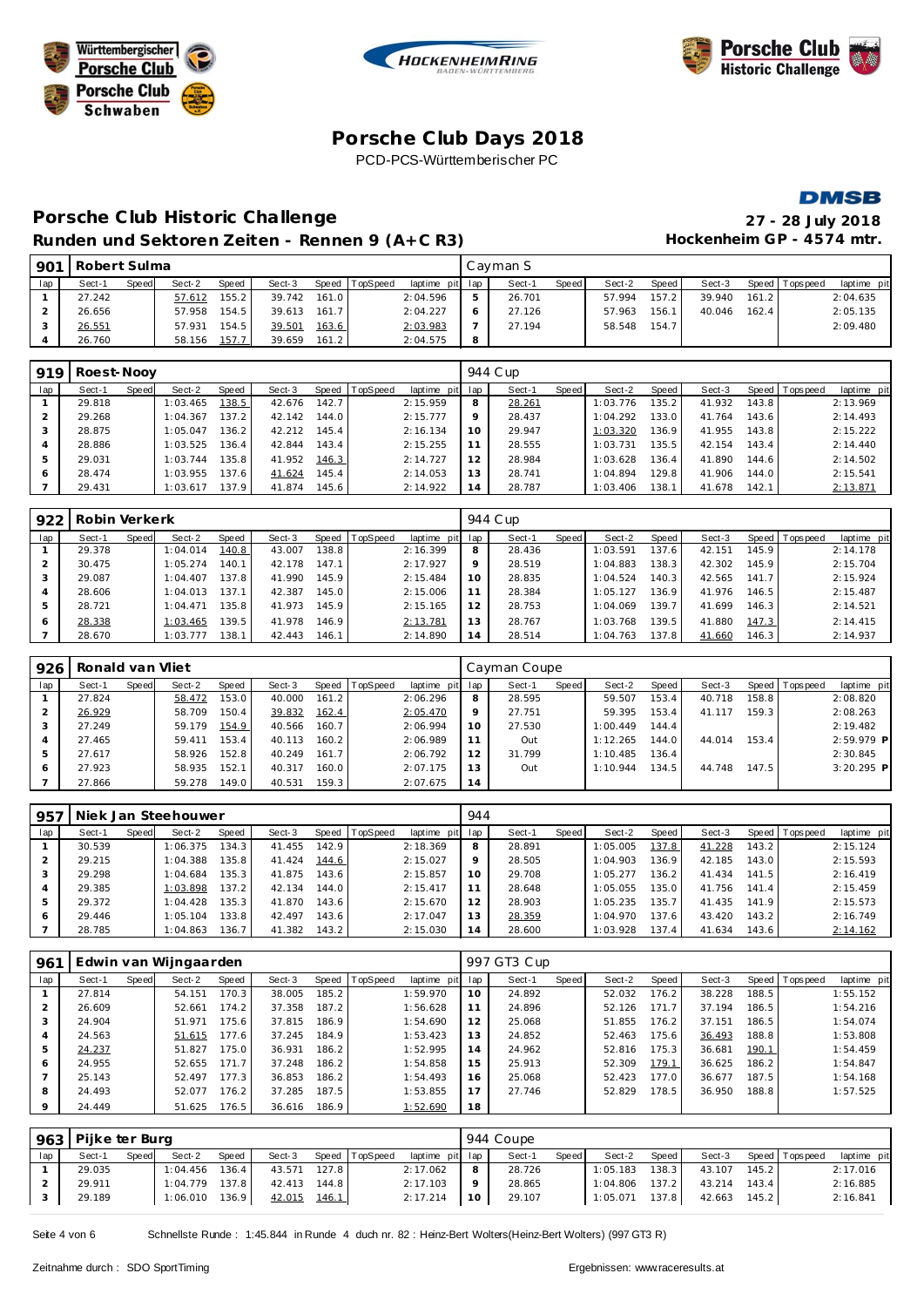# Porsche Club Days 2018

PCD-PCS-Württemberischer PC

## Porsche Club Historic Challenge

**Runden und Sektoren Zeiten - Rennen 9 (A+C R3)**

**27 - 28 July 2018**
**Hockenheim GP - 4574 mtr.**

| 901 | Robert Sulma | | | | | | | | Cayman S | | | | | | | | | |
|---|---|---|---|---|---|---|---|---|---|---|---|---|---|---|---|---|---|---|
| lap | Sect-1 | Speed | Sect-2 | Speed | Sect-3 | Speed | TopSpeed | laptime pit | lap | Sect-1 | Speed | Sect-2 | Speed | Sect-3 | Speed | Topspeed | laptime pit |
| 1 | 27.242 | | 57.612 | 155.2 | 39.742 | 161.0 | | 2:04.596 | 5 | 26.701 | | 57.994 | 157.2 | 39.940 | 161.2 | | 2:04.635 |
| 2 | 26.656 | | 57.958 | 154.5 | 39.613 | 161.7 | | 2:04.227 | 6 | 27.126 | | 57.963 | 156.1 | 40.046 | 162.4 | | 2:05.135 |
| 3 | 26.551 | | 57.931 | 154.5 | 39.501 | 163.6 | | 2:03.983 | 7 | 27.194 | | 58.548 | 154.7 | | | | 2:09.480 |
| 4 | 26.760 | | 58.156 | 157.7 | 39.659 | 161.2 | | 2:04.575 | 8 | | | | | | | | |

| 919 | Roest-Nooy | | | | | | | | 944 Cup | | | | | | | | |
|---|---|---|---|---|---|---|---|---|---|---|---|---|---|---|---|---|---|
| lap | Sect-1 | Speed | Sect-2 | Speed | Sect-3 | Speed | TopSpeed | laptime pit | lap | Sect-1 | Speed | Sect-2 | Speed | Sect-3 | Speed | Topspeed | laptime pit |
| 1 | 29.818 | | 1:03.465 | 138.5 | 42.676 | 142.7 | | 2:15.959 | 8 | 28.261 | | 1:03.776 | 135.2 | 41.932 | 143.8 | | 2:13.969 |
| 2 | 29.268 | | 1:04.367 | 137.2 | 42.142 | 144.0 | | 2:15.777 | 9 | 28.437 | | 1:04.292 | 133.0 | 41.764 | 143.6 | | 2:14.493 |
| 3 | 28.875 | | 1:05.047 | 136.2 | 42.212 | 145.4 | | 2:16.134 | 10 | 29.947 | | 1:03.320 | 136.9 | 41.955 | 143.8 | | 2:15.222 |
| 4 | 28.886 | | 1:03.525 | 136.4 | 42.844 | 143.4 | | 2:15.255 | 11 | 28.555 | | 1:03.731 | 135.5 | 42.154 | 143.4 | | 2:14.440 |
| 5 | 29.031 | | 1:03.744 | 135.8 | 41.952 | 146.3 | | 2:14.727 | 12 | 28.984 | | 1:03.628 | 136.4 | 41.890 | 144.6 | | 2:14.502 |
| 6 | 28.474 | | 1:03.955 | 137.6 | 41.624 | 145.4 | | 2:14.053 | 13 | 28.741 | | 1:04.894 | 129.8 | 41.906 | 144.0 | | 2:15.541 |
| 7 | 29.431 | | 1:03.617 | 137.9 | 41.874 | 145.6 | | 2:14.922 | 14 | 28.787 | | 1:03.406 | 138.1 | 41.678 | 142.1 | | 2:13.871 |

| 922 | Robin Verkerk | | | | | | | | 944 Cup | | | | | | | | |
|---|---|---|---|---|---|---|---|---|---|---|---|---|---|---|---|---|---|
| lap | Sect-1 | Speed | Sect-2 | Speed | Sect-3 | Speed | TopSpeed | laptime pit | lap | Sect-1 | Speed | Sect-2 | Speed | Sect-3 | Speed | Topspeed | laptime pit |
| 1 | 29.378 | | 1:04.014 | 140.8 | 43.007 | 138.8 | | 2:16.399 | 8 | 28.436 | | 1:03.591 | 137.6 | 42.151 | 145.9 | | 2:14.178 |
| 2 | 30.475 | | 1:05.274 | 140.1 | 42.178 | 147.1 | | 2:17.927 | 9 | 28.519 | | 1:04.883 | 138.3 | 42.302 | 145.9 | | 2:15.704 |
| 3 | 29.087 | | 1:04.407 | 137.8 | 41.990 | 145.9 | | 2:15.484 | 10 | 28.835 | | 1:04.524 | 140.3 | 42.565 | 141.7 | | 2:15.924 |
| 4 | 28.606 | | 1:04.013 | 137.1 | 42.387 | 145.0 | | 2:15.006 | 11 | 28.384 | | 1:05.127 | 136.9 | 41.976 | 146.5 | | 2:15.487 |
| 5 | 28.721 | | 1:04.471 | 135.8 | 41.973 | 145.9 | | 2:15.165 | 12 | 28.753 | | 1:04.069 | 139.7 | 41.699 | 146.3 | | 2:14.521 |
| 6 | 28.338 | | 1:03.465 | 139.5 | 41.978 | 146.9 | | 2:13.781 | 13 | 28.767 | | 1:03.768 | 139.5 | 41.880 | 147.3 | | 2:14.415 |
| 7 | 28.670 | | 1:03.777 | 138.1 | 42.443 | 146.1 | | 2:14.890 | 14 | 28.514 | | 1:04.763 | 137.8 | 41.660 | 146.3 | | 2:14.937 |

| 926 | Ronald van Vliet | | | | | | | | Cayman Coupe | | | | | | | | |
|---|---|---|---|---|---|---|---|---|---|---|---|---|---|---|---|---|---|
| lap | Sect-1 | Speed | Sect-2 | Speed | Sect-3 | Speed | TopSpeed | laptime pit | lap | Sect-1 | Speed | Sect-2 | Speed | Sect-3 | Speed | Topspeed | laptime pit |
| 1 | 27.824 | | 58.472 | 153.0 | 40.000 | 161.2 | | 2:06.296 | 8 | 28.595 | | 59.507 | 153.4 | 40.718 | 158.8 | | 2:08.820 |
| 2 | 26.929 | | 58.709 | 150.4 | 39.832 | 162.4 | | 2:05.470 | 9 | 27.751 | | 59.395 | 153.4 | 41.117 | 159.3 | | 2:08.263 |
| 3 | 27.249 | | 59.179 | 154.9 | 40.566 | 160.7 | | 2:06.994 | 10 | 27.530 | | 1:00.449 | 144.4 | | | | 2:19.482 |
| 4 | 27.465 | | 59.411 | 153.4 | 40.113 | 160.2 | | 2:06.989 | 11 | Out | | 1:12.265 | 144.0 | 44.014 | 153.4 | | 2:59.979 P |
| 5 | 27.617 | | 58.926 | 152.8 | 40.249 | 161.7 | | 2:06.792 | 12 | 31.799 | | 1:10.485 | 136.4 | | | | 2:30.845 |
| 6 | 27.923 | | 58.935 | 152.1 | 40.317 | 160.0 | | 2:07.175 | 13 | Out | | 1:10.944 | 134.5 | 44.748 | 147.5 | | 3:20.295 P |
| 7 | 27.866 | | 59.278 | 149.0 | 40.531 | 159.3 | | 2:07.675 | 14 | | | | | | | | |

| 957 | Niek Jan Steehouwer | | | | | | | | 944 | | | | | | | | |
|---|---|---|---|---|---|---|---|---|---|---|---|---|---|---|---|---|---|
| lap | Sect-1 | Speed | Sect-2 | Speed | Sect-3 | Speed | TopSpeed | laptime pit | lap | Sect-1 | Speed | Sect-2 | Speed | Sect-3 | Speed | Topspeed | laptime pit |
| 1 | 30.539 | | 1:06.375 | 134.3 | 41.455 | 142.9 | | 2:18.369 | 8 | 28.891 | | 1:05.005 | 137.8 | 41.228 | 143.2 | | 2:15.124 |
| 2 | 29.215 | | 1:04.388 | 135.8 | 41.424 | 144.6 | | 2:15.027 | 9 | 28.505 | | 1:04.903 | 136.9 | 42.185 | 143.0 | | 2:15.593 |
| 3 | 29.298 | | 1:04.684 | 135.3 | 41.875 | 143.6 | | 2:15.857 | 10 | 29.708 | | 1:05.277 | 136.2 | 41.434 | 141.5 | | 2:16.419 |
| 4 | 29.385 | | 1:03.898 | 137.2 | 42.134 | 144.0 | | 2:15.417 | 11 | 28.648 | | 1:05.055 | 135.0 | 41.756 | 141.4 | | 2:15.459 |
| 5 | 29.372 | | 1:04.428 | 135.3 | 41.870 | 143.6 | | 2:15.670 | 12 | 28.903 | | 1:05.235 | 135.7 | 41.435 | 141.9 | | 2:15.573 |
| 6 | 29.446 | | 1:05.104 | 133.8 | 42.497 | 143.6 | | 2:17.047 | 13 | 28.359 | | 1:04.970 | 137.6 | 43.420 | 143.2 | | 2:16.749 |
| 7 | 28.785 | | 1:04.863 | 136.7 | 41.382 | 143.2 | | 2:15.030 | 14 | 28.600 | | 1:03.928 | 137.4 | 41.634 | 143.6 | | 2:14.162 |

| 961 | Edwin van Wijngaarden | | | | | | | | 997 GT3 Cup | | | | | | | | |
|---|---|---|---|---|---|---|---|---|---|---|---|---|---|---|---|---|---|
| lap | Sect-1 | Speed | Sect-2 | Speed | Sect-3 | Speed | TopSpeed | laptime pit | lap | Sect-1 | Speed | Sect-2 | Speed | Sect-3 | Speed | Topspeed | laptime pit |
| 1 | 27.814 | | 54.151 | 170.3 | 38.005 | 185.2 | | 1:59.970 | 10 | 24.892 | | 52.032 | 176.2 | 38.228 | 188.5 | | 1:55.152 |
| 2 | 26.609 | | 52.661 | 174.2 | 37.358 | 187.2 | | 1:56.628 | 11 | 24.896 | | 52.126 | 171.7 | 37.194 | 186.5 | | 1:54.216 |
| 3 | 24.904 | | 51.971 | 175.6 | 37.815 | 186.9 | | 1:54.690 | 12 | 25.068 | | 51.855 | 176.2 | 37.151 | 186.5 | | 1:54.074 |
| 4 | 24.563 | | 51.615 | 177.6 | 37.245 | 184.9 | | 1:53.423 | 13 | 24.852 | | 52.463 | 175.6 | 36.493 | 188.8 | | 1:53.808 |
| 5 | 24.237 | | 51.827 | 175.0 | 36.931 | 186.2 | | 1:52.995 | 14 | 24.962 | | 52.816 | 175.3 | 36.681 | 190.1 | | 1:54.459 |
| 6 | 24.955 | | 52.655 | 171.7 | 37.248 | 186.2 | | 1:54.858 | 15 | 25.913 | | 52.309 | 179.1 | 36.625 | 186.2 | | 1:54.847 |
| 7 | 25.143 | | 52.497 | 177.3 | 36.853 | 186.2 | | 1:54.493 | 16 | 25.068 | | 52.423 | 177.0 | 36.677 | 187.5 | | 1:54.168 |
| 8 | 24.493 | | 52.077 | 176.2 | 37.285 | 187.5 | | 1:53.855 | 17 | 27.746 | | 52.829 | 178.5 | 36.950 | 188.8 | | 1:57.525 |
| 9 | 24.449 | | 51.625 | 176.5 | 36.616 | 186.9 | | 1:52.690 | 18 | | | | | | | | |

| 963 | Pijke ter Burg | | | | | | | | 944 Coupe | | | | | | | | |
|---|---|---|---|---|---|---|---|---|---|---|---|---|---|---|---|---|---|
| lap | Sect-1 | Speed | Sect-2 | Speed | Sect-3 | Speed | TopSpeed | laptime pit | lap | Sect-1 | Speed | Sect-2 | Speed | Sect-3 | Speed | Topspeed | laptime pit |
| 1 | 29.035 | | 1:04.456 | 136.4 | 43.571 | 127.8 | | 2:17.062 | 8 | 28.726 | | 1:05.183 | 138.3 | 43.107 | 145.2 | | 2:17.016 |
| 2 | 29.911 | | 1:04.779 | 137.8 | 42.413 | 144.8 | | 2:17.103 | 9 | 28.865 | | 1:04.806 | 137.2 | 43.214 | 143.4 | | 2:16.885 |
| 3 | 29.189 | | 1:06.010 | 136.9 | 42.015 | 146.1 | | 2:17.214 | 10 | 29.107 | | 1:05.071 | 137.8 | 42.663 | 145.2 | | 2:16.841 |

Schnellste Runde : 1:45.844 in Runde 4 duch nr. 82 : Heinz-Bert Wolters(Heinz-Bert Wolters) (997 GT3 R)

Zeitnahme durch : SDO SportTiming

Ergebnissen: www.raceresults.at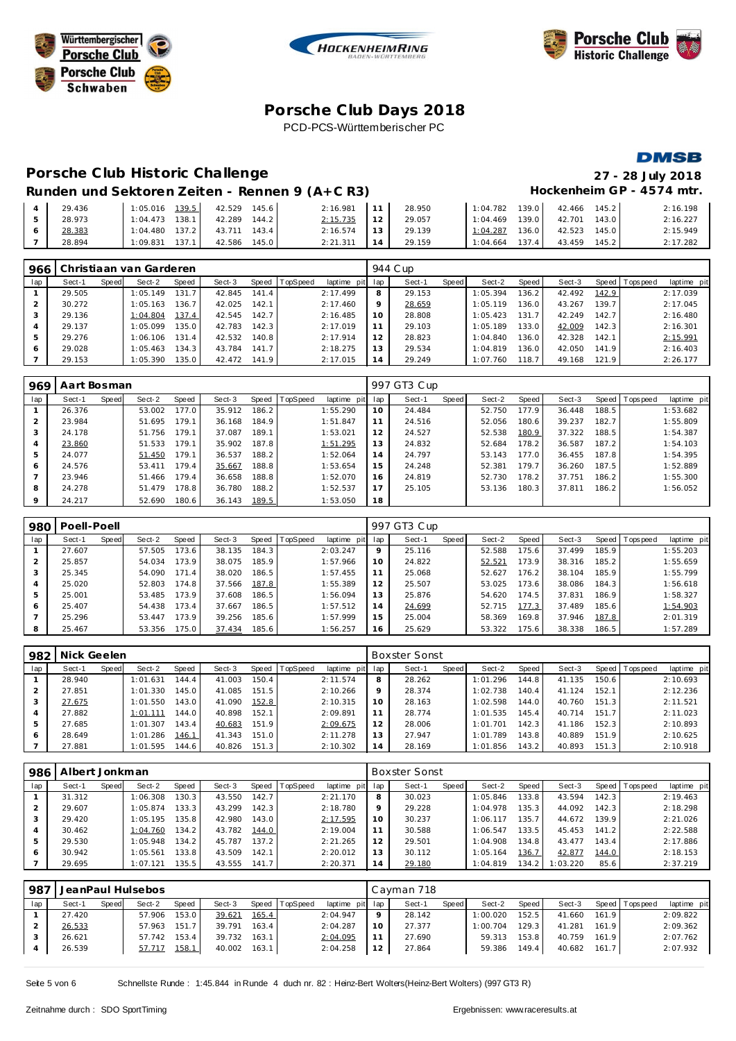# Porsche Club Days 2018

PCD-PCS-Württemberischer PC

## Porsche Club Historic Challenge

**27 - 28 July 2018**

### Runden und Sektoren Zeiten - Rennen 9 (A+C R3)

**Hockenheim GP - 4574 mtr.**

| lap | Sect-1 | Speed | Sect-2 | Speed | Sect-3 | Speed | TopSpeed | laptime pit | lap | Sect-1 | Speed | Sect-2 | Speed | Sect-3 | Speed | Topspeed | laptime pit |
|---|---|---|---|---|---|---|---|---|---|---|---|---|---|---|---|---|---|
| 4 | 29.436 | | 1:05.016 | 139.5 | 42.529 | 145.6 | | 2:16.981 | 11 | 28.950 | | 1:04.782 | 139.0 | 42.466 | 145.2 | | 2:16.198 |
| 5 | 28.973 | | 1:04.473 | 138.1 | 42.289 | 144.2 | | 2:15.735 | 12 | 29.057 | | 1:04.469 | 139.0 | 42.701 | 143.0 | | 2:16.227 |
| 6 | 28.383 | | 1:04.480 | 137.2 | 43.711 | 143.4 | | 2:16.574 | 13 | 29.139 | | 1:04.287 | 136.0 | 42.523 | 145.0 | | 2:15.949 |
| 7 | 28.894 | | 1:09.831 | 137.1 | 42.586 | 145.0 | | 2:21.311 | 14 | 29.159 | | 1:04.664 | 137.4 | 43.459 | 145.2 | | 2:17.282 |

| 966 | Christiaan van Garderen | | | | | | | | 944 Cup | | | | | | | | |
|---|---|---|---|---|---|---|---|---|---|---|---|---|---|---|---|---|---|
| lap | Sect-1 | Speed | Sect-2 | Speed | Sect-3 | Speed | TopSpeed | laptime pit | lap | Sect-1 | Speed | Sect-2 | Speed | Sect-3 | Speed | Topspeed | laptime pit |
| 1 | 29.505 | | 1:05.149 | 131.7 | 42.845 | 141.4 | | 2:17.499 | 8 | 29.153 | | 1:05.394 | 136.2 | 42.492 | 142.9 | | 2:17.039 |
| 2 | 30.272 | | 1:05.163 | 136.7 | 42.025 | 142.1 | | 2:17.460 | 9 | 28.659 | | 1:05.119 | 136.0 | 43.267 | 139.7 | | 2:17.045 |
| 3 | 29.136 | | 1:04.804 | 137.4 | 42.545 | 142.7 | | 2:16.485 | 10 | 28.808 | | 1:05.423 | 131.7 | 42.249 | 142.7 | | 2:16.480 |
| 4 | 29.137 | | 1:05.099 | 135.0 | 42.783 | 142.3 | | 2:17.019 | 11 | 29.103 | | 1:05.189 | 133.0 | 42.009 | 142.3 | | 2:16.301 |
| 5 | 29.276 | | 1:06.106 | 131.0 | 42.532 | 140.8 | | 2:17.914 | 12 | 28.823 | | 1:04.840 | 136.0 | 42.328 | 142.1 | | 2:15.991 |
| 6 | 29.028 | | 1:05.463 | 134.3 | 43.784 | 141.7 | | 2:18.275 | 13 | 29.534 | | 1:04.819 | 136.0 | 42.050 | 141.9 | | 2:16.403 |
| 7 | 29.153 | | 1:05.390 | 135.0 | 42.472 | 141.9 | | 2:17.015 | 14 | 29.249 | | 1:07.760 | 118.7 | 49.168 | 121.9 | | 2:26.177 |

| 969 | Aart Bosman | | | | | | | | 997 GT3 Cup | | | | | | | | |
|---|---|---|---|---|---|---|---|---|---|---|---|---|---|---|---|---|---|
| lap | Sect-1 | Speed | Sect-2 | Speed | Sect-3 | Speed | TopSpeed | laptime pit | lap | Sect-1 | Speed | Sect-2 | Speed | Sect-3 | Speed | Topspeed | laptime pit |
| 1 | 26.376 | | 53.002 | 177.0 | 35.912 | 186.2 | | 1:55.290 | 10 | 24.484 | | 52.750 | 177.9 | 36.448 | 188.5 | | 1:53.682 |
| 2 | 23.984 | | 51.695 | 179.1 | 36.168 | 184.9 | | 1:51.847 | 11 | 24.516 | | 52.056 | 180.6 | 39.237 | 182.7 | | 1:55.809 |
| 3 | 24.178 | | 51.756 | 179.1 | 37.087 | 189.1 | | 1:53.021 | 12 | 24.527 | | 52.538 | 180.9 | 37.322 | 188.5 | | 1:54.387 |
| 4 | 23.860 | | 51.533 | 179.1 | 35.902 | 187.8 | | 1:51.295 | 13 | 24.832 | | 52.684 | 178.2 | 36.587 | 187.2 | | 1:54.103 |
| 5 | 24.077 | | 51.450 | 179.1 | 36.537 | 188.2 | | 1:52.064 | 14 | 24.797 | | 53.143 | 177.0 | 36.455 | 187.8 | | 1:54.395 |
| 6 | 24.576 | | 53.411 | 179.4 | 35.667 | 188.8 | | 1:53.654 | 15 | 24.248 | | 52.381 | 179.7 | 36.260 | 187.5 | | 1:52.889 |
| 7 | 23.946 | | 51.466 | 179.4 | 36.658 | 188.8 | | 1:52.070 | 16 | 24.819 | | 52.730 | 178.2 | 37.751 | 186.2 | | 1:55.300 |
| 8 | 24.278 | | 51.479 | 178.8 | 36.780 | 188.2 | | 1:52.537 | 17 | 25.105 | | 53.136 | 180.3 | 37.811 | 186.2 | | 1:56.052 |
| 9 | 24.217 | | 52.690 | 180.6 | 36.143 | 189.5 | | 1:53.050 | 18 | | | | | | | | |

| 980 | Poell-Poell | | | | | | | | 997 GT3 Cup | | | | | | | | |
|---|---|---|---|---|---|---|---|---|---|---|---|---|---|---|---|---|---|
| lap | Sect-1 | Speed | Sect-2 | Speed | Sect-3 | Speed | TopSpeed | laptime pit | lap | Sect-1 | Speed | Sect-2 | Speed | Sect-3 | Speed | Topspeed | laptime pit |
| 1 | 27.607 | | 57.505 | 173.6 | 38.135 | 184.3 | | 2:03.247 | 9 | 25.116 | | 52.588 | 175.6 | 37.499 | 185.9 | | 1:55.203 |
| 2 | 25.857 | | 54.034 | 173.9 | 38.075 | 185.9 | | 1:57.966 | 10 | 24.822 | | 52.521 | 173.9 | 38.316 | 185.2 | | 1:55.659 |
| 3 | 25.345 | | 54.090 | 171.4 | 38.020 | 186.5 | | 1:57.455 | 11 | 25.068 | | 52.627 | 176.2 | 38.104 | 185.9 | | 1:55.799 |
| 4 | 25.020 | | 52.803 | 174.8 | 37.566 | 187.8 | | 1:55.389 | 12 | 25.507 | | 53.025 | 173.6 | 38.086 | 184.3 | | 1:56.618 |
| 5 | 25.001 | | 53.485 | 173.9 | 37.608 | 186.5 | | 1:56.094 | 13 | 25.876 | | 54.620 | 174.5 | 37.831 | 186.9 | | 1:58.327 |
| 6 | 25.407 | | 54.438 | 173.4 | 37.667 | 186.5 | | 1:57.512 | 14 | 24.699 | | 52.715 | 177.3 | 37.489 | 185.6 | | 1:54.903 |
| 7 | 25.296 | | 53.447 | 173.9 | 39.256 | 185.6 | | 1:57.999 | 15 | 25.004 | | 58.369 | 169.8 | 37.946 | 187.8 | | 2:01.319 |
| 8 | 25.467 | | 53.356 | 175.0 | 37.434 | 185.6 | | 1:56.257 | 16 | 25.629 | | 53.322 | 175.6 | 38.338 | 186.5 | | 1:57.289 |

| 982 | Nick Geelen | | | | | | | | Boxster Sonst | | | | | | | | |
|---|---|---|---|---|---|---|---|---|---|---|---|---|---|---|---|---|---|
| lap | Sect-1 | Speed | Sect-2 | Speed | Sect-3 | Speed | TopSpeed | laptime pit | lap | Sect-1 | Speed | Sect-2 | Speed | Sect-3 | Speed | Topspeed | laptime pit |
| 1 | 28.940 | | 1:01.631 | 144.4 | 41.003 | 150.4 | | 2:11.574 | 8 | 28.262 | | 1:01.296 | 144.8 | 41.135 | 150.6 | | 2:10.693 |
| 2 | 27.851 | | 1:01.330 | 145.0 | 41.085 | 151.5 | | 2:10.266 | 9 | 28.374 | | 1:02.738 | 140.4 | 41.124 | 152.1 | | 2:12.236 |
| 3 | 27.675 | | 1:01.550 | 143.0 | 41.090 | 152.8 | | 2:10.315 | 10 | 28.163 | | 1:02.598 | 144.0 | 40.760 | 151.3 | | 2:11.521 |
| 4 | 27.882 | | 1:01.111 | 144.0 | 40.898 | 152.1 | | 2:09.891 | 11 | 28.774 | | 1:01.535 | 145.4 | 40.714 | 151.7 | | 2:11.023 |
| 5 | 27.685 | | 1:01.307 | 143.4 | 40.683 | 151.9 | | 2:09.675 | 12 | 28.006 | | 1:01.701 | 142.3 | 41.186 | 152.3 | | 2:10.893 |
| 6 | 28.649 | | 1:01.286 | 146.1 | 41.343 | 151.0 | | 2:11.278 | 13 | 27.947 | | 1:01.789 | 143.8 | 40.889 | 151.9 | | 2:10.625 |
| 7 | 27.881 | | 1:01.595 | 144.6 | 40.826 | 151.3 | | 2:10.302 | 14 | 28.169 | | 1:01.856 | 143.2 | 40.893 | 151.3 | | 2:10.918 |

| 986 | Albert Jonkman | | | | | | | | Boxster Sonst | | | | | | | | |
|---|---|---|---|---|---|---|---|---|---|---|---|---|---|---|---|---|---|
| lap | Sect-1 | Speed | Sect-2 | Speed | Sect-3 | Speed | TopSpeed | laptime pit | lap | Sect-1 | Speed | Sect-2 | Speed | Sect-3 | Speed | Topspeed | laptime pit |
| 1 | 31.312 | | 1:06.308 | 130.3 | 43.550 | 142.7 | | 2:21.170 | 8 | 30.023 | | 1:05.846 | 133.8 | 43.594 | 142.3 | | 2:19.463 |
| 2 | 29.607 | | 1:05.874 | 133.3 | 43.299 | 142.3 | | 2:18.780 | 9 | 29.228 | | 1:04.978 | 135.3 | 44.092 | 142.3 | | 2:18.298 |
| 3 | 29.420 | | 1:05.195 | 135.8 | 42.980 | 143.0 | | 2:17.595 | 10 | 30.237 | | 1:06.117 | 135.7 | 44.672 | 139.9 | | 2:21.026 |
| 4 | 30.462 | | 1:04.760 | 134.2 | 43.782 | 144.0 | | 2:19.004 | 11 | 30.588 | | 1:06.547 | 133.5 | 45.453 | 141.2 | | 2:22.588 |
| 5 | 29.530 | | 1:05.948 | 134.2 | 45.787 | 137.2 | | 2:21.265 | 12 | 29.501 | | 1:04.908 | 134.8 | 43.477 | 143.4 | | 2:17.886 |
| 6 | 30.942 | | 1:05.561 | 133.8 | 43.509 | 142.1 | | 2:20.012 | 13 | 30.112 | | 1:05.164 | 136.7 | 42.877 | 144.0 | | 2:18.153 |
| 7 | 29.695 | | 1:07.121 | 135.5 | 43.555 | 141.7 | | 2:20.371 | 14 | 29.180 | | 1:04.819 | 134.2 | 1:03.220 | 85.6 | | 2:37.219 |

| 987 | JeanPaul Hulsebos | | | | | | | | Cayman 718 | | | | | | | | |
|---|---|---|---|---|---|---|---|---|---|---|---|---|---|---|---|---|---|
| lap | Sect-1 | Speed | Sect-2 | Speed | Sect-3 | Speed | TopSpeed | laptime pit | lap | Sect-1 | Speed | Sect-2 | Speed | Sect-3 | Speed | Topspeed | laptime pit |
| 1 | 27.420 | | 57.906 | 153.0 | 39.621 | 165.4 | | 2:04.947 | 9 | 28.142 | | 1:00.020 | 152.5 | 41.660 | 161.9 | | 2:09.822 |
| 2 | 26.533 | | 57.963 | 151.7 | 39.791 | 163.4 | | 2:04.287 | 10 | 27.377 | | 1:00.704 | 129.3 | 41.281 | 161.9 | | 2:09.362 |
| 3 | 26.621 | | 57.742 | 153.4 | 39.732 | 163.1 | | 2:04.095 | 11 | 27.690 | | 59.313 | 153.8 | 40.759 | 161.9 | | 2:07.762 |
| 4 | 26.539 | | 57.717 | 158.1 | 40.002 | 163.1 | | 2:04.258 | 12 | 27.864 | | 59.386 | 149.4 | 40.682 | 161.7 | | 2:07.932 |

Schnellste Runde : 1:45.844 in Runde 4 duch nr. 82 : Heinz-Bert Wolters(Heinz-Bert Wolters) (997 GT3 R)

Zeitnahme durch : SDO SportTiming

Ergebnissen: www.raceresults.at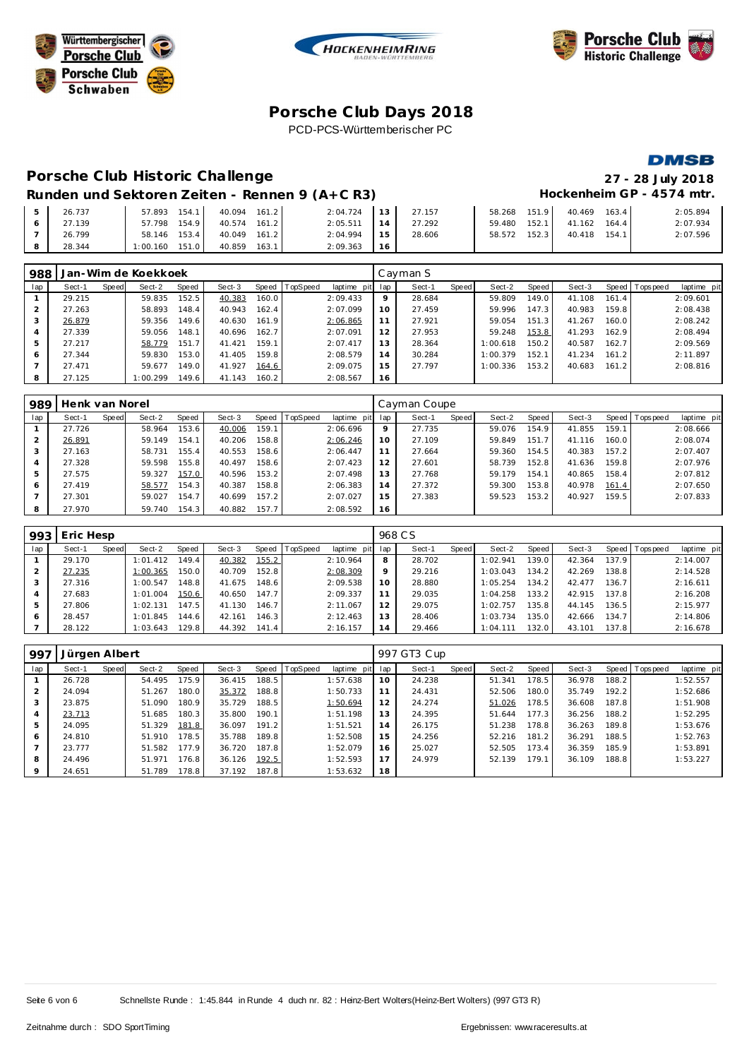# Porsche Club Days 2018

PCD-PCS-Württemberischer PC

## Porsche Club Historic Challenge

**27 - 28 July 2018**

### Runden und Sektoren Zeiten - Rennen 9 (A+C R3)

**Hockenheim GP - 4574 mtr.**

| lap | Sect-1 | Speed | Sect-2 | Speed | Sect-3 | Speed | TopSpeed | laptime pit | lap | Sect-1 | Speed | Sect-2 | Speed | Sect-3 | Speed | Topspeed | laptime pit |
|---|---|---|---|---|---|---|---|---|---|---|---|---|---|---|---|---|---|
| 5 | 26.737 | | 57.893 | 154.1 | 40.094 | 161.2 | | 2:04.724 | 13 | 27.157 | | 58.268 | 151.9 | 40.469 | 163.4 | | 2:05.894 |
| 6 | 27.139 | | 57.798 | 154.9 | 40.574 | 161.2 | | 2:05.511 | 14 | 27.292 | | 59.480 | 152.1 | 41.162 | 164.4 | | 2:07.934 |
| 7 | 26.799 | | 58.146 | 153.4 | 40.049 | 161.2 | | 2:04.994 | 15 | 28.606 | | 58.572 | 152.3 | 40.418 | 154.1 | | 2:07.596 |
| 8 | 28.344 | | 1:00.160 | 151.0 | 40.859 | 163.1 | | 2:09.363 | 16 | | | | | | | | |

**988 Jan-Wim de Koekkoek** — Cayman S

| lap | Sect-1 | Speed | Sect-2 | Speed | Sect-3 | Speed | TopSpeed | laptime pit | lap | Sect-1 | Speed | Sect-2 | Speed | Sect-3 | Speed | Topspeed | laptime pit |
|---|---|---|---|---|---|---|---|---|---|---|---|---|---|---|---|---|---|
| 1 | 29.215 | | 59.835 | 152.5 | 40.383 | 160.0 | | 2:09.433 | 9 | 28.684 | | 59.809 | 149.0 | 41.108 | 161.4 | | 2:09.601 |
| 2 | 27.263 | | 58.893 | 148.4 | 40.943 | 162.4 | | 2:07.099 | 10 | 27.459 | | 59.996 | 147.3 | 40.983 | 159.8 | | 2:08.438 |
| 3 | 26.879 | | 59.356 | 149.6 | 40.630 | 161.9 | | 2:06.865 | 11 | 27.921 | | 59.054 | 151.3 | 41.267 | 160.0 | | 2:08.242 |
| 4 | 27.339 | | 59.056 | 148.1 | 40.696 | 162.7 | | 2:07.091 | 12 | 27.953 | | 59.248 | 153.8 | 41.293 | 162.9 | | 2:08.494 |
| 5 | 27.217 | | 58.779 | 151.7 | 41.421 | 159.1 | | 2:07.417 | 13 | 28.364 | | 1:00.618 | 150.2 | 40.587 | 162.7 | | 2:09.569 |
| 6 | 27.344 | | 59.830 | 153.0 | 41.405 | 159.8 | | 2:08.579 | 14 | 30.284 | | 1:00.379 | 152.1 | 41.234 | 161.2 | | 2:11.897 |
| 7 | 27.471 | | 59.677 | 149.0 | 41.927 | 164.6 | | 2:09.075 | 15 | 27.797 | | 1:00.336 | 153.2 | 40.683 | 161.2 | | 2:08.816 |
| 8 | 27.125 | | 1:00.299 | 149.6 | 41.143 | 160.2 | | 2:08.567 | 16 | | | | | | | | |

**989 Henk van Norel** — Cayman Coupe

| lap | Sect-1 | Speed | Sect-2 | Speed | Sect-3 | Speed | TopSpeed | laptime pit | lap | Sect-1 | Speed | Sect-2 | Speed | Sect-3 | Speed | Topspeed | laptime pit |
|---|---|---|---|---|---|---|---|---|---|---|---|---|---|---|---|---|---|
| 1 | 27.726 | | 58.964 | 153.6 | 40.006 | 159.1 | | 2:06.696 | 9 | 27.735 | | 59.076 | 154.9 | 41.855 | 159.1 | | 2:08.666 |
| 2 | 26.891 | | 59.149 | 154.1 | 40.206 | 158.8 | | 2:06.246 | 10 | 27.109 | | 59.849 | 151.7 | 41.116 | 160.0 | | 2:08.074 |
| 3 | 27.163 | | 58.731 | 155.4 | 40.553 | 158.6 | | 2:06.447 | 11 | 27.664 | | 59.360 | 154.5 | 40.383 | 157.2 | | 2:07.407 |
| 4 | 27.328 | | 59.598 | 155.8 | 40.497 | 158.6 | | 2:07.423 | 12 | 27.601 | | 58.739 | 152.8 | 41.636 | 159.8 | | 2:07.976 |
| 5 | 27.575 | | 59.327 | 157.0 | 40.596 | 153.2 | | 2:07.498 | 13 | 27.768 | | 59.179 | 154.1 | 40.865 | 158.4 | | 2:07.812 |
| 6 | 27.419 | | 58.577 | 154.3 | 40.387 | 158.8 | | 2:06.383 | 14 | 27.372 | | 59.300 | 153.8 | 40.978 | 161.4 | | 2:07.650 |
| 7 | 27.301 | | 59.027 | 154.7 | 40.699 | 157.2 | | 2:07.027 | 15 | 27.383 | | 59.523 | 153.2 | 40.927 | 159.5 | | 2:07.833 |
| 8 | 27.970 | | 59.740 | 154.3 | 40.882 | 157.7 | | 2:08.592 | 16 | | | | | | | | |

**993 Eric Hesp** — 968 CS

| lap | Sect-1 | Speed | Sect-2 | Speed | Sect-3 | Speed | TopSpeed | laptime pit | lap | Sect-1 | Speed | Sect-2 | Speed | Sect-3 | Speed | Topspeed | laptime pit |
|---|---|---|---|---|---|---|---|---|---|---|---|---|---|---|---|---|---|
| 1 | 29.170 | | 1:01.412 | 149.4 | 40.382 | 155.2 | | 2:10.964 | 8 | 28.702 | | 1:02.941 | 139.0 | 42.364 | 137.9 | | 2:14.007 |
| 2 | 27.235 | | 1:00.365 | 150.0 | 40.709 | 152.8 | | 2:08.309 | 9 | 29.216 | | 1:03.043 | 134.2 | 42.269 | 138.8 | | 2:14.528 |
| 3 | 27.316 | | 1:00.547 | 148.8 | 41.675 | 148.6 | | 2:09.538 | 10 | 28.880 | | 1:05.254 | 134.2 | 42.477 | 136.7 | | 2:16.611 |
| 4 | 27.683 | | 1:01.004 | 150.6 | 40.650 | 147.7 | | 2:09.337 | 11 | 29.035 | | 1:04.258 | 133.2 | 42.915 | 137.8 | | 2:16.208 |
| 5 | 27.806 | | 1:02.131 | 147.5 | 41.130 | 146.7 | | 2:11.067 | 12 | 29.075 | | 1:02.757 | 135.8 | 44.145 | 136.5 | | 2:15.977 |
| 6 | 28.457 | | 1:01.845 | 144.6 | 42.161 | 146.3 | | 2:12.463 | 13 | 28.406 | | 1:03.734 | 135.0 | 42.666 | 134.7 | | 2:14.806 |
| 7 | 28.122 | | 1:03.643 | 129.8 | 44.392 | 141.4 | | 2:16.157 | 14 | 29.466 | | 1:04.111 | 132.0 | 43.101 | 137.8 | | 2:16.678 |

**997 Jürgen Albert** — 997 GT3 Cup

| lap | Sect-1 | Speed | Sect-2 | Speed | Sect-3 | Speed | TopSpeed | laptime pit | lap | Sect-1 | Speed | Sect-2 | Speed | Sect-3 | Speed | Topspeed | laptime pit |
|---|---|---|---|---|---|---|---|---|---|---|---|---|---|---|---|---|---|
| 1 | 26.728 | | 54.495 | 175.9 | 36.415 | 188.5 | | 1:57.638 | 10 | 24.238 | | 51.341 | 178.5 | 36.978 | 188.2 | | 1:52.557 |
| 2 | 24.094 | | 51.267 | 180.0 | 35.372 | 188.8 | | 1:50.733 | 11 | 24.431 | | 52.506 | 180.0 | 35.749 | 192.2 | | 1:52.686 |
| 3 | 23.875 | | 51.090 | 180.9 | 35.729 | 188.5 | | 1:50.694 | 12 | 24.274 | | 51.026 | 178.5 | 36.608 | 187.8 | | 1:51.908 |
| 4 | 23.713 | | 51.685 | 180.3 | 35.800 | 190.1 | | 1:51.198 | 13 | 24.395 | | 51.644 | 177.3 | 36.256 | 188.2 | | 1:52.295 |
| 5 | 24.095 | | 51.329 | 181.8 | 36.097 | 191.2 | | 1:51.521 | 14 | 26.175 | | 51.238 | 178.8 | 36.263 | 189.8 | | 1:53.676 |
| 6 | 24.810 | | 51.910 | 178.5 | 35.788 | 189.8 | | 1:52.508 | 15 | 24.256 | | 52.216 | 181.2 | 36.291 | 188.5 | | 1:52.763 |
| 7 | 23.777 | | 51.582 | 177.9 | 36.720 | 187.8 | | 1:52.079 | 16 | 25.027 | | 52.505 | 173.4 | 36.359 | 185.9 | | 1:53.891 |
| 8 | 24.496 | | 51.971 | 176.8 | 36.126 | 192.5 | | 1:52.593 | 17 | 24.979 | | 52.139 | 179.1 | 36.109 | 188.8 | | 1:53.227 |
| 9 | 24.651 | | 51.789 | 178.8 | 37.192 | 187.8 | | 1:53.632 | 18 | | | | | | | | |

Schnellste Runde : 1:45.844 in Runde 4 duch nr. 82 : Heinz-Bert Wolters(Heinz-Bert Wolters) (997 GT3 R)

Zeitnahme durch : SDO SportTiming

Ergebnissen: www.raceresults.at